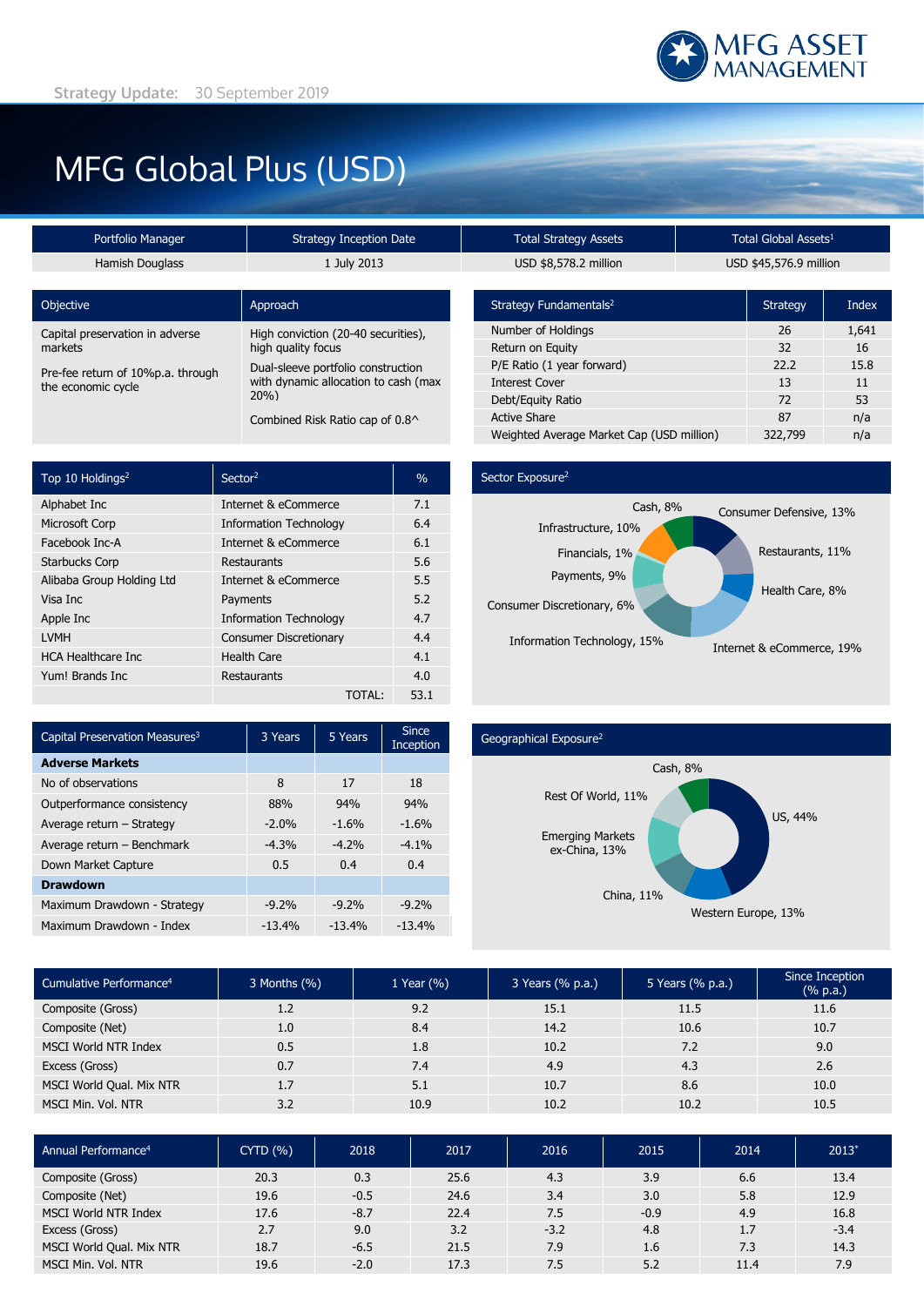MFG ASSET MANAGEMENT

Strategy Update: 30 September 2019

# MFG Global Plus (USD)

| Portfolio Manager | Strategy Inception Date | Total Strategy Assets | Total Global Assets[1] |
|---|---|---|---|
| Hamish Douglass | 1 July 2013 | USD $8,578.2 million | USD $45,576.9 million |

| Objective | Approach |
|---|---|
| Capital preservation in adverse markets | High conviction (20-40 securities), high quality focus |
| Pre-fee return of 10%p.a. through the economic cycle | Dual-sleeve portfolio construction with dynamic allocation to cash (max 20%) |
| | Combined Risk Ratio cap of 0.8^ |

| Strategy Fundamentals[2] | Strategy | Index |
|---|---|---|
| Number of Holdings | 26 | 1,641 |
| Return on Equity | 32 | 16 |
| P/E Ratio (1 year forward) | 22.2 | 15.8 |
| Interest Cover | 13 | 11 |
| Debt/Equity Ratio | 72 | 53 |
| Active Share | 87 | n/a |
| Weighted Average Market Cap (USD million) | 322,799 | n/a |

| Top 10 Holdings[2] | Sector[2] | % |
|---|---|---|
| Alphabet Inc | Internet & eCommerce | 7.1 |
| Microsoft Corp | Information Technology | 6.4 |
| Facebook Inc-A | Internet & eCommerce | 6.1 |
| Starbucks Corp | Restaurants | 5.6 |
| Alibaba Group Holding Ltd | Internet & eCommerce | 5.5 |
| Visa Inc | Payments | 5.2 |
| Apple Inc | Information Technology | 4.7 |
| LVMH | Consumer Discretionary | 4.4 |
| HCA Healthcare Inc | Health Care | 4.1 |
| Yum! Brands Inc | Restaurants | 4.0 |
| | TOTAL: | 53.1 |

Sector Exposure[2]

Cash, 8%
Consumer Defensive, 13%
Infrastructure, 10%
Restaurants, 11%
Financials, 1%
Payments, 9%
Health Care, 8%
Consumer Discretionary, 6%
Information Technology, 15%
Internet & eCommerce, 19%

| Capital Preservation Measures[3] | 3 Years | 5 Years | Since Inception |
|---|---|---|---|
| **Adverse Markets** | | | |
| No of observations | 8 | 17 | 18 |
| Outperformance consistency | 88% | 94% | 94% |
| Average return – Strategy | -2.0% | -1.6% | -1.6% |
| Average return – Benchmark | -4.3% | -4.2% | -4.1% |
| Down Market Capture | 0.5 | 0.4 | 0.4 |
| **Drawdown** | | | |
| Maximum Drawdown - Strategy | -9.2% | -9.2% | -9.2% |
| Maximum Drawdown - Index | -13.4% | -13.4% | -13.4% |

Geographical Exposure[2]

Cash, 8%
Rest Of World, 11%
US, 44%
Emerging Markets ex-China, 13%
China, 11%
Western Europe, 13%

| Cumulative Performance[4] | 3 Months (%) | 1 Year (%) | 3 Years (% p.a.) | 5 Years (% p.a.) | Since Inception (% p.a.) |
|---|---|---|---|---|---|
| Composite (Gross) | 1.2 | 9.2 | 15.1 | 11.5 | 11.6 |
| Composite (Net) | 1.0 | 8.4 | 14.2 | 10.6 | 10.7 |
| MSCI World NTR Index | 0.5 | 1.8 | 10.2 | 7.2 | 9.0 |
| Excess (Gross) | 0.7 | 7.4 | 4.9 | 4.3 | 2.6 |
| MSCI World Qual. Mix NTR | 1.7 | 5.1 | 10.7 | 8.6 | 10.0 |
| MSCI Min. Vol. NTR | 3.2 | 10.9 | 10.2 | 10.2 | 10.5 |

| Annual Performance[4] | CYTD (%) | 2018 | 2017 | 2016 | 2015 | 2014 | 2013* |
|---|---|---|---|---|---|---|---|
| Composite (Gross) | 20.3 | 0.3 | 25.6 | 4.3 | 3.9 | 6.6 | 13.4 |
| Composite (Net) | 19.6 | -0.5 | 24.6 | 3.4 | 3.0 | 5.8 | 12.9 |
| MSCI World NTR Index | 17.6 | -8.7 | 22.4 | 7.5 | -0.9 | 4.9 | 16.8 |
| Excess (Gross) | 2.7 | 9.0 | 3.2 | -3.2 | 4.8 | 1.7 | -3.4 |
| MSCI World Qual. Mix NTR | 18.7 | -6.5 | 21.5 | 7.9 | 1.6 | 7.3 | 14.3 |
| MSCI Min. Vol. NTR | 19.6 | -2.0 | 17.3 | 7.5 | 5.2 | 11.4 | 7.9 |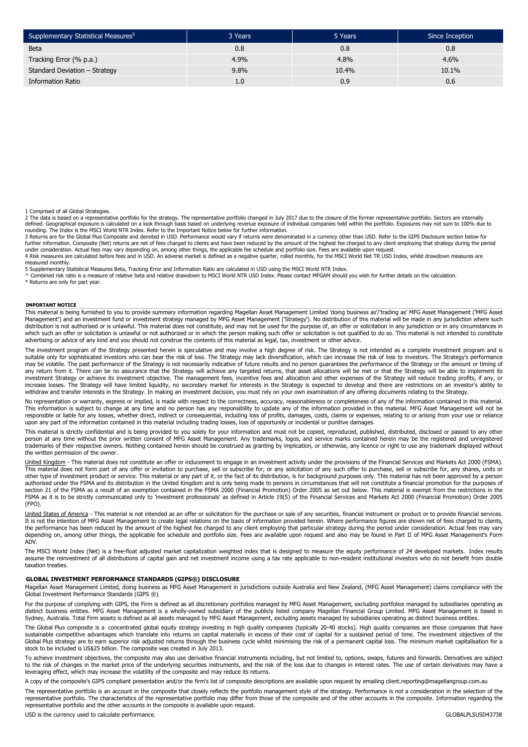| Supplementary Statistical Measures[5] | 3 Years | 5 Years | Since Inception |
|---|---|---|---|
| Beta | 0.8 | 0.8 | 0.8 |
| Tracking Error (% p.a.) | 4.9% | 4.8% | 4.6% |
| Standard Deviation – Strategy | 9.8% | 10.4% | 10.1% |
| Information Ratio | 1.0 | 0.9 | 0.6 |

1 Comprised of all Global Strategies.
2 The data is based on a representative portfolio for the strategy. The representative portfolio changed in July 2017 due to the closure of the former representative portfolio. Sectors are internally defined. Geographical exposure is calculated on a look through basis based on underlying revenue exposure of individual companies held within the portfolio. Exposures may not sum to 100% due to rounding. The Index is the MSCI World NTR Index. Refer to the Important Notice below for further information.
3 Returns are for the Global Plus Composite and denoted in USD. Performance would vary if returns were denominated in a currency other than USD. Refer to the GIPS Disclosure section below for further information. Composite (Net) returns are net of fees charged to clients and have been reduced by the amount of the highest fee charged to any client employing that strategy during the period under consideration. Actual fees may vary depending on, among other things, the applicable fee schedule and portfolio size. Fees are available upon request.
4 Risk measures are calculated before fees and in USD. An adverse market is defined as a negative quarter, rolled monthly, for the MSCI World Net TR USD Index, whilst drawdown measures are measured monthly.
5 Supplementary Statistical Measures Beta, Tracking Error and Information Ratio are calculated in USD using the MSCI World NTR Index.
^ Combined risk ratio is a measure of relative beta and relative drawdown to MSCI World NTR USD Index. Please contact MFGAM should you wish for further details on the calculation.
* Returns are only for part year.

### IMPORTANT NOTICE

This material is being furnished to you to provide summary information regarding Magellan Asset Management Limited 'doing business as'/'trading as' MFG Asset Management ('MFG Asset Management') and an investment fund or investment strategy managed by MFG Asset Management ('Strategy'). No distribution of this material will be made in any jurisdiction where such distribution is not authorised or is unlawful. This material does not constitute, and may not be used for the purpose of, an offer or solicitation in any jurisdiction or in any circumstances in which such an offer or solicitation is unlawful or not authorized or in which the person making such offer or solicitation is not qualified to do so. This material is not intended to constitute advertising or advice of any kind and you should not construe the contents of this material as legal, tax, investment or other advice.

The investment program of the Strategy presented herein is speculative and may involve a high degree of risk. The Strategy is not intended as a complete investment program and is suitable only for sophisticated investors who can bear the risk of loss. The Strategy may lack diversification, which can increase the risk of loss to investors. The Strategy's performance may be volatile. The past performance of the Strategy is not necessarily indicative of future results and no person guarantees the performance of the Strategy or the amount or timing of any return from it. There can be no assurance that the Strategy will achieve any targeted returns, that asset allocations will be met or that the Strategy will be able to implement its investment Strategy or achieve its investment objective. The management fees, incentive fees and allocation and other expenses of the Strategy will reduce trading profits, if any, or increase losses. The Strategy will have limited liquidity, no secondary market for interests in the Strategy is expected to develop and there are restrictions on an investor's ability to withdraw and transfer interests in the Strategy. In making an investment decision, you must rely on your own examination of any offering documents relating to the Strategy.

No representation or warranty, express or implied, is made with respect to the correctness, accuracy, reasonableness or completeness of any of the information contained in this material. This information is subject to change at any time and no person has any responsibility to update any of the information provided in this material. MFG Asset Management will not be responsible or liable for any losses, whether direct, indirect or consequential, including loss of profits, damages, costs, claims or expenses, relating to or arising from your use or reliance upon any part of the information contained in this material including trading losses, loss of opportunity or incidental or punitive damages.

This material is strictly confidential and is being provided to you solely for your information and must not be copied, reproduced, published, distributed, disclosed or passed to any other person at any time without the prior written consent of MFG Asset Management. Any trademarks, logos, and service marks contained herein may be the registered and unregistered trademarks of their respective owners. Nothing contained herein should be construed as granting by implication, or otherwise, any licence or right to use any trademark displayed without the written permission of the owner.

United Kingdom - This material does not constitute an offer or inducement to engage in an investment activity under the provisions of the Financial Services and Markets Act 2000 (FSMA). This material does not form part of any offer or invitation to purchase, sell or subscribe for, or any solicitation of any such offer to purchase, sell or subscribe for, any shares, units or other type of investment product or service. This material or any part of it, or the fact of its distribution, is for background purposes only. This material has not been approved by a person authorised under the FSMA and its distribution in the United Kingdom and is only being made to persons in circumstances that will not constitute a financial promotion for the purposes of section 21 of the FSMA as a result of an exemption contained in the FSMA 2000 (Financial Promotion) Order 2005 as set out below. This material is exempt from the restrictions in the FSMA as it is to be strictly communicated only to 'investment professionals' as defined in Article 19(5) of the Financial Services and Markets Act 2000 (Financial Promotion) Order 2005 (FPO).

United States of America - This material is not intended as an offer or solicitation for the purchase or sale of any securities, financial instrument or product or to provide financial services. It is not the intention of MFG Asset Management to create legal relations on the basis of information provided herein. Where performance figures are shown net of fees charged to clients, the performance has been reduced by the amount of the highest fee charged to any client employing that particular strategy during the period under consideration. Actual fees may vary depending on, among other things, the applicable fee schedule and portfolio size. Fees are available upon request and also may be found in Part II of MFG Asset Management's Form ADV.

The MSCI World Index (Net) is a free-float adjusted market capitalization weighted index that is designed to measure the equity performance of 24 developed markets. Index results assume the reinvestment of all distributions of capital gain and net investment income using a tax rate applicable to non-resident institutional investors who do not benefit from double taxation treaties.

### GLOBAL INVESTMENT PERFORMANCE STANDARDS (GIPS®) DISCLOSURE

Magellan Asset Management Limited, doing business as MFG Asset Management in jurisdictions outside Australia and New Zealand, (MFG Asset Management) claims compliance with the Global Investment Performance Standards (GIPS ®)

For the purpose of complying with GIPS, the Firm is defined as all discretionary portfolios managed by MFG Asset Management, excluding portfolios managed by subsidiaries operating as distinct business entities. MFG Asset Management is a wholly-owned subsidiary of the publicly listed company Magellan Financial Group Limited. MFG Asset Management is based in Sydney, Australia. Total Firm assets is defined as all assets managed by MFG Asset Management, excluding assets managed by subsidiaries operating as distinct business entities.

The Global Plus composite is a concentrated global equity strategy investing in high quality companies (typically 20-40 stocks). High quality companies are those companies that have sustainable competitive advantages which translate into returns on capital materially in excess of their cost of capital for a sustained period of time. The investment objectives of the Global Plus strategy are to earn superior risk adjusted returns through the business cycle whilst minimising the risk of a permanent capital loss. The minimum market capitalisation for a stock to be included is US$25 billion. The composite was created in July 2013.

To achieve investment objectives, the composite may also use derivative financial instruments including, but not limited to, options, swaps, futures and forwards. Derivatives are subject to the risk of changes in the market price of the underlying securities instruments, and the risk of the loss due to changes in interest rates. The use of certain derivatives may have a leveraging effect, which may increase the volatility of the composite and may reduce its returns.

A copy of the composite's GIPS compliant presentation and/or the firm's list of composite descriptions are available upon request by emailing client.reporting@magellangroup.com.au

The representative portfolio is an account in the composite that closely reflects the portfolio management style of the strategy. Performance is not a consideration in the selection of the representative portfolio. The characteristics of the representative portfolio may differ from those of the composite and of the other accounts in the composite. Information regarding the representative portfolio and the other accounts in the composite is available upon request.

USD is the currency used to calculate performance.

GLOBALPLSUSD43738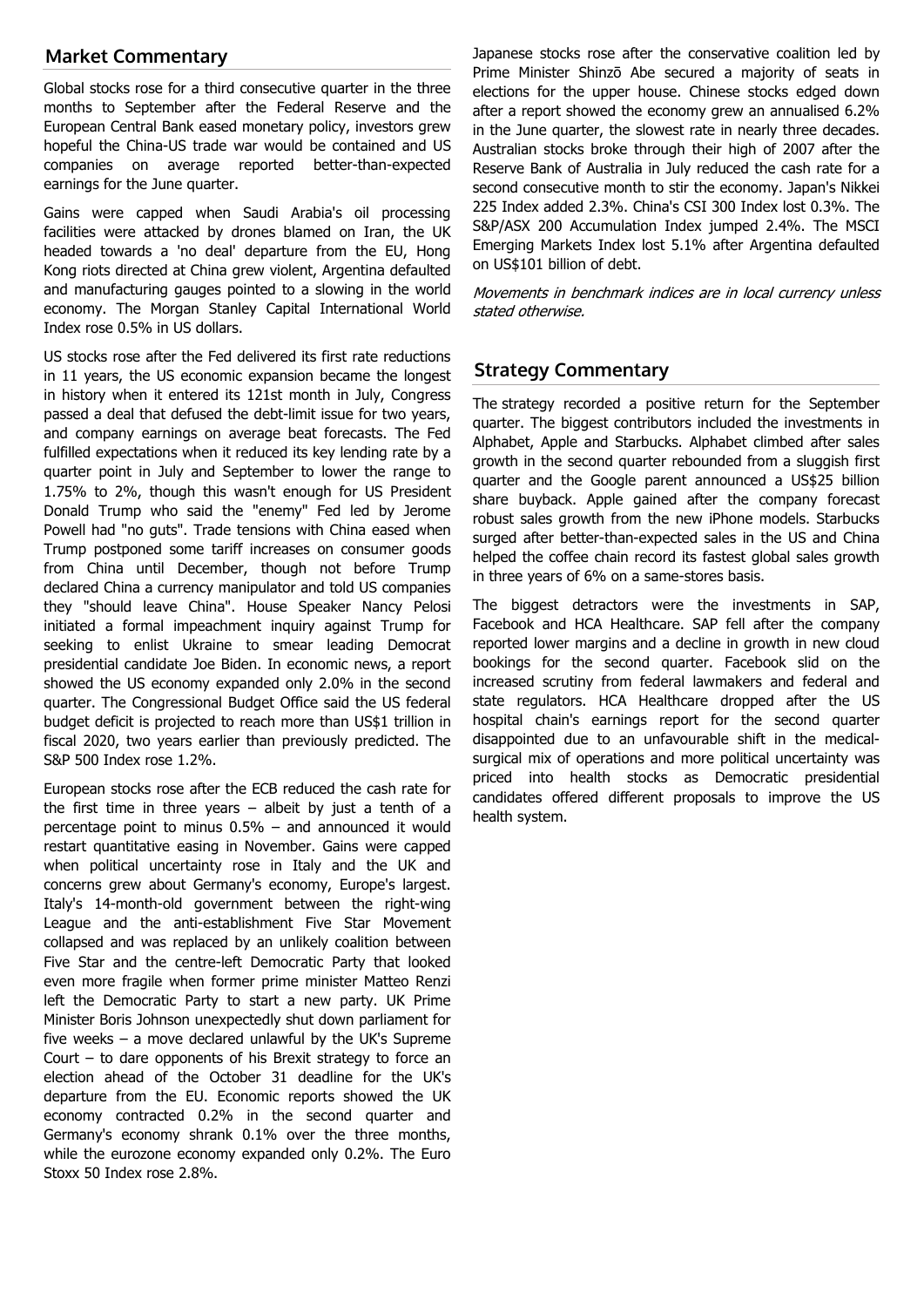## Market Commentary

Global stocks rose for a third consecutive quarter in the three months to September after the Federal Reserve and the European Central Bank eased monetary policy, investors grew hopeful the China-US trade war would be contained and US companies on average reported better-than-expected earnings for the June quarter.

Gains were capped when Saudi Arabia's oil processing facilities were attacked by drones blamed on Iran, the UK headed towards a 'no deal' departure from the EU, Hong Kong riots directed at China grew violent, Argentina defaulted and manufacturing gauges pointed to a slowing in the world economy. The Morgan Stanley Capital International World Index rose 0.5% in US dollars.

US stocks rose after the Fed delivered its first rate reductions in 11 years, the US economic expansion became the longest in history when it entered its 121st month in July, Congress passed a deal that defused the debt-limit issue for two years, and company earnings on average beat forecasts. The Fed fulfilled expectations when it reduced its key lending rate by a quarter point in July and September to lower the range to 1.75% to 2%, though this wasn't enough for US President Donald Trump who said the "enemy" Fed led by Jerome Powell had "no guts". Trade tensions with China eased when Trump postponed some tariff increases on consumer goods from China until December, though not before Trump declared China a currency manipulator and told US companies they "should leave China". House Speaker Nancy Pelosi initiated a formal impeachment inquiry against Trump for seeking to enlist Ukraine to smear leading Democrat presidential candidate Joe Biden. In economic news, a report showed the US economy expanded only 2.0% in the second quarter. The Congressional Budget Office said the US federal budget deficit is projected to reach more than US$1 trillion in fiscal 2020, two years earlier than previously predicted. The S&P 500 Index rose 1.2%.

European stocks rose after the ECB reduced the cash rate for the first time in three years – albeit by just a tenth of a percentage point to minus 0.5% – and announced it would restart quantitative easing in November. Gains were capped when political uncertainty rose in Italy and the UK and concerns grew about Germany's economy, Europe's largest. Italy's 14-month-old government between the right-wing League and the anti-establishment Five Star Movement collapsed and was replaced by an unlikely coalition between Five Star and the centre-left Democratic Party that looked even more fragile when former prime minister Matteo Renzi left the Democratic Party to start a new party. UK Prime Minister Boris Johnson unexpectedly shut down parliament for five weeks – a move declared unlawful by the UK's Supreme Court – to dare opponents of his Brexit strategy to force an election ahead of the October 31 deadline for the UK's departure from the EU. Economic reports showed the UK economy contracted 0.2% in the second quarter and Germany's economy shrank 0.1% over the three months, while the eurozone economy expanded only 0.2%. The Euro Stoxx 50 Index rose 2.8%.

Japanese stocks rose after the conservative coalition led by Prime Minister Shinzō Abe secured a majority of seats in elections for the upper house. Chinese stocks edged down after a report showed the economy grew an annualised 6.2% in the June quarter, the slowest rate in nearly three decades. Australian stocks broke through their high of 2007 after the Reserve Bank of Australia in July reduced the cash rate for a second consecutive month to stir the economy. Japan's Nikkei 225 Index added 2.3%. China's CSI 300 Index lost 0.3%. The S&P/ASX 200 Accumulation Index jumped 2.4%. The MSCI Emerging Markets Index lost 5.1% after Argentina defaulted on US$101 billion of debt.

*Movements in benchmark indices are in local currency unless stated otherwise.*

## Strategy Commentary

The strategy recorded a positive return for the September quarter. The biggest contributors included the investments in Alphabet, Apple and Starbucks. Alphabet climbed after sales growth in the second quarter rebounded from a sluggish first quarter and the Google parent announced a US$25 billion share buyback. Apple gained after the company forecast robust sales growth from the new iPhone models. Starbucks surged after better-than-expected sales in the US and China helped the coffee chain record its fastest global sales growth in three years of 6% on a same-stores basis.

The biggest detractors were the investments in SAP, Facebook and HCA Healthcare. SAP fell after the company reported lower margins and a decline in growth in new cloud bookings for the second quarter. Facebook slid on the increased scrutiny from federal lawmakers and federal and state regulators. HCA Healthcare dropped after the US hospital chain's earnings report for the second quarter disappointed due to an unfavourable shift in the medical-surgical mix of operations and more political uncertainty was priced into health stocks as Democratic presidential candidates offered different proposals to improve the US health system.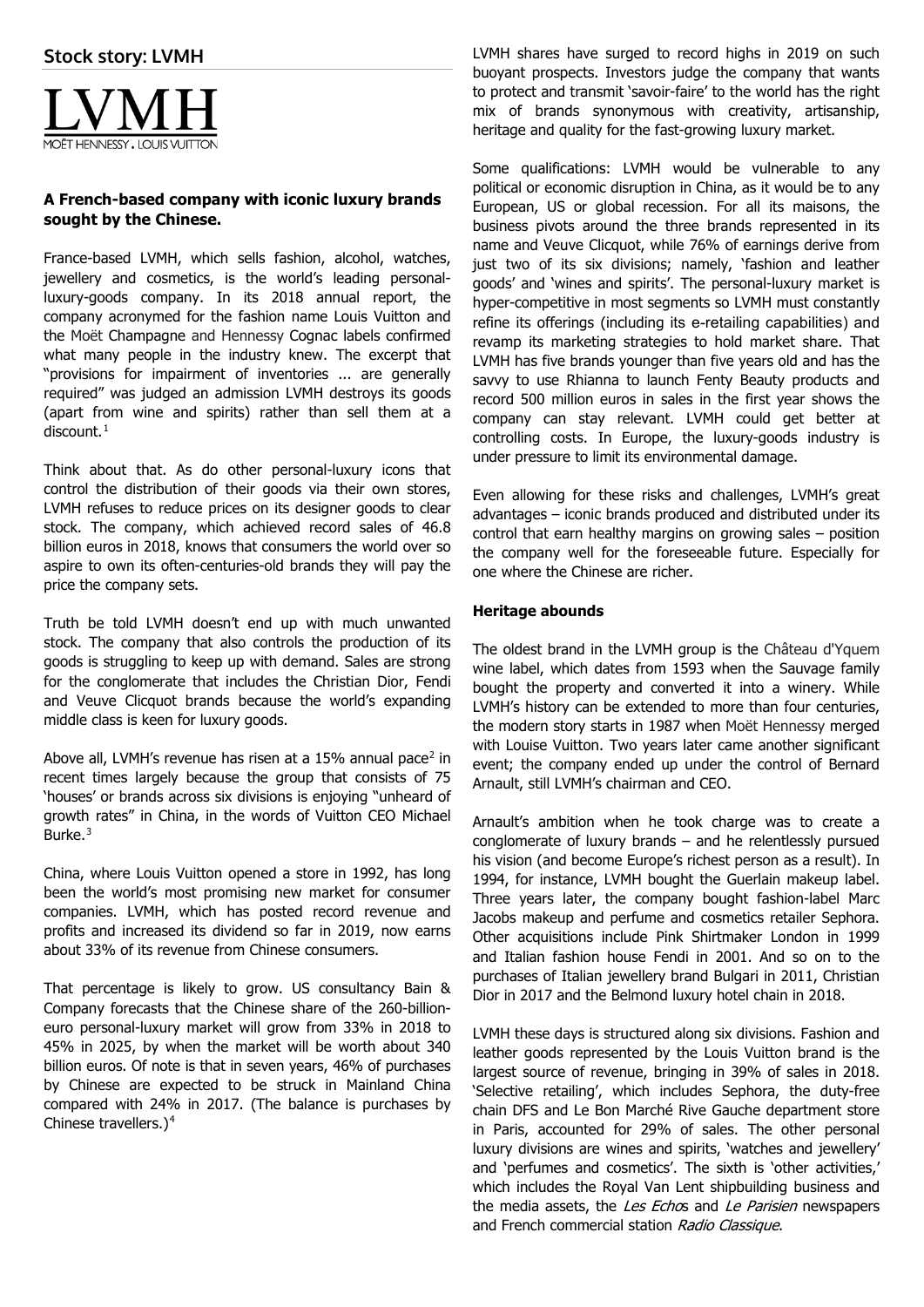## Stock story: LVMH

LVMH

MOËT HENNESSY . LOUIS VUITTON

**A French-based company with iconic luxury brands sought by the Chinese.**

France-based LVMH, which sells fashion, alcohol, watches, jewellery and cosmetics, is the world's leading personal-luxury-goods company. In its 2018 annual report, the company acronymed for the fashion name Louis Vuitton and the Moët Champagne and Hennessy Cognac labels confirmed what many people in the industry knew. The excerpt that "provisions for impairment of inventories ... are generally required" was judged an admission LVMH destroys its goods (apart from wine and spirits) rather than sell them at a discount.[1]

Think about that. As do other personal-luxury icons that control the distribution of their goods via their own stores, LVMH refuses to reduce prices on its designer goods to clear stock. The company, which achieved record sales of 46.8 billion euros in 2018, knows that consumers the world over so aspire to own its often-centuries-old brands they will pay the price the company sets.

Truth be told LVMH doesn't end up with much unwanted stock. The company that also controls the production of its goods is struggling to keep up with demand. Sales are strong for the conglomerate that includes the Christian Dior, Fendi and Veuve Clicquot brands because the world's expanding middle class is keen for luxury goods.

Above all, LVMH's revenue has risen at a 15% annual pace[2] in recent times largely because the group that consists of 75 'houses' or brands across six divisions is enjoying "unheard of growth rates" in China, in the words of Vuitton CEO Michael Burke.[3]

China, where Louis Vuitton opened a store in 1992, has long been the world's most promising new market for consumer companies. LVMH, which has posted record revenue and profits and increased its dividend so far in 2019, now earns about 33% of its revenue from Chinese consumers.

That percentage is likely to grow. US consultancy Bain & Company forecasts that the Chinese share of the 260-billion-euro personal-luxury market will grow from 33% in 2018 to 45% in 2025, by when the market will be worth about 340 billion euros. Of note is that in seven years, 46% of purchases by Chinese are expected to be struck in Mainland China compared with 24% in 2017. (The balance is purchases by Chinese travellers.)[4]

LVMH shares have surged to record highs in 2019 on such buoyant prospects. Investors judge the company that wants to protect and transmit 'savoir-faire' to the world has the right mix of brands synonymous with creativity, artisanship, heritage and quality for the fast-growing luxury market.

Some qualifications: LVMH would be vulnerable to any political or economic disruption in China, as it would be to any European, US or global recession. For all its maisons, the business pivots around the three brands represented in its name and Veuve Clicquot, while 76% of earnings derive from just two of its six divisions; namely, 'fashion and leather goods' and 'wines and spirits'. The personal-luxury market is hyper-competitive in most segments so LVMH must constantly refine its offerings (including its e-retailing capabilities) and revamp its marketing strategies to hold market share. That LVMH has five brands younger than five years old and has the savvy to use Rhianna to launch Fenty Beauty products and record 500 million euros in sales in the first year shows the company can stay relevant. LVMH could get better at controlling costs. In Europe, the luxury-goods industry is under pressure to limit its environmental damage.

Even allowing for these risks and challenges, LVMH's great advantages – iconic brands produced and distributed under its control that earn healthy margins on growing sales – position the company well for the foreseeable future. Especially for one where the Chinese are richer.

**Heritage abounds**

The oldest brand in the LVMH group is the Château d'Yquem wine label, which dates from 1593 when the Sauvage family bought the property and converted it into a winery. While LVMH's history can be extended to more than four centuries, the modern story starts in 1987 when Moët Hennessy merged with Louise Vuitton. Two years later came another significant event; the company ended up under the control of Bernard Arnault, still LVMH's chairman and CEO.

Arnault's ambition when he took charge was to create a conglomerate of luxury brands – and he relentlessly pursued his vision (and become Europe's richest person as a result). In 1994, for instance, LVMH bought the Guerlain makeup label. Three years later, the company bought fashion-label Marc Jacobs makeup and perfume and cosmetics retailer Sephora. Other acquisitions include Pink Shirtmaker London in 1999 and Italian fashion house Fendi in 2001. And so on to the purchases of Italian jewellery brand Bulgari in 2011, Christian Dior in 2017 and the Belmond luxury hotel chain in 2018.

LVMH these days is structured along six divisions. Fashion and leather goods represented by the Louis Vuitton brand is the largest source of revenue, bringing in 39% of sales in 2018. 'Selective retailing', which includes Sephora, the duty-free chain DFS and Le Bon Marché Rive Gauche department store in Paris, accounted for 29% of sales. The other personal luxury divisions are wines and spirits, 'watches and jewellery' and 'perfumes and cosmetics'. The sixth is 'other activities,' which includes the Royal Van Lent shipbuilding business and the media assets, the *Les Echos* and *Le Parisien* newspapers and French commercial station *Radio Classique*.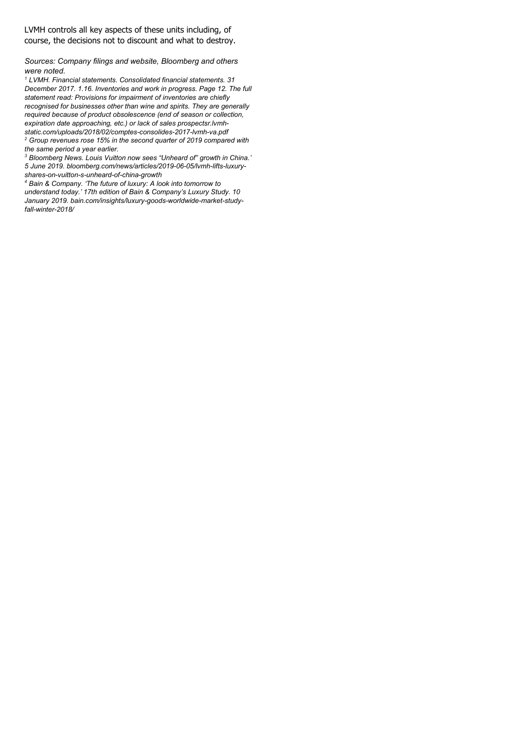LVMH controls all key aspects of these units including, of course, the decisions not to discount and what to destroy.

*Sources: Company filings and website, Bloomberg and others were noted.*

*[1] LVMH. Financial statements. Consolidated financial statements. 31 December 2017. 1.16. Inventories and work in progress. Page 12. The full statement read: Provisions for impairment of inventories are chiefly recognised for businesses other than wine and spirits. They are generally required because of product obsolescence (end of season or collection, expiration date approaching, etc.) or lack of sales prospectsr.lvmh-static.com/uploads/2018/02/comptes-consolides-2017-lvmh-va.pdf*

*[2] Group revenues rose 15% in the second quarter of 2019 compared with the same period a year earlier.*

*[3] Bloomberg News. Louis Vuitton now sees "Unheard of" growth in China.' 5 June 2019. bloomberg.com/news/articles/2019-06-05/lvmh-lifts-luxury-shares-on-vuitton-s-unheard-of-china-growth*

*[4] Bain & Company. 'The future of luxury: A look into tomorrow to understand today.' 17th edition of Bain & Company's Luxury Study. 10 January 2019. bain.com/insights/luxury-goods-worldwide-market-study-fall-winter-2018/*